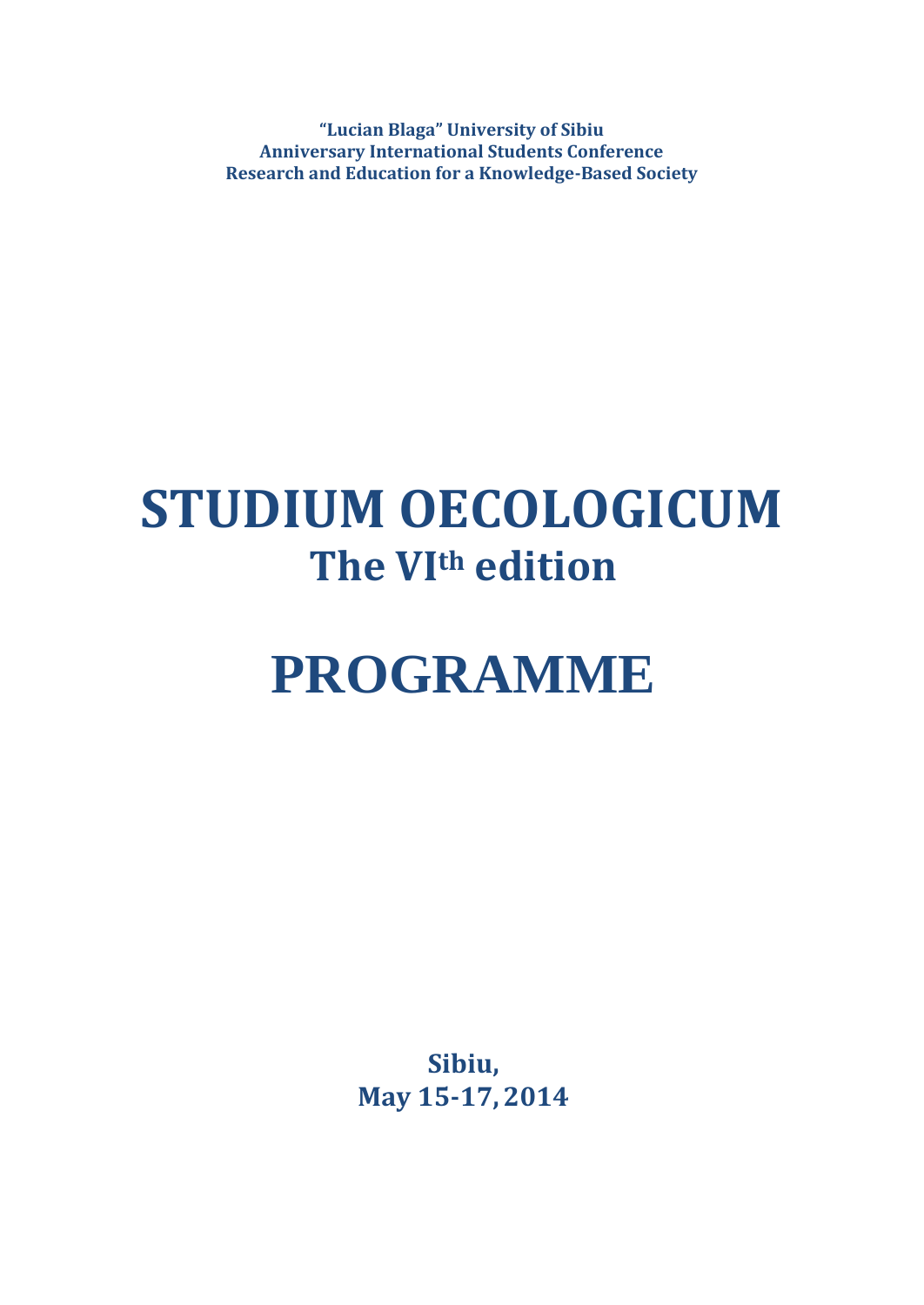**“Lucian Blaga” University of Sibiu**
**Anniversary International Students Conference**
**Research and Education for a Knowledge-Based Society**

# STUDIUM OECOLOGICUM

## The VI$^{th}$ edition

# PROGRAMME

**Sibiu,**
**May 15-17, 2014**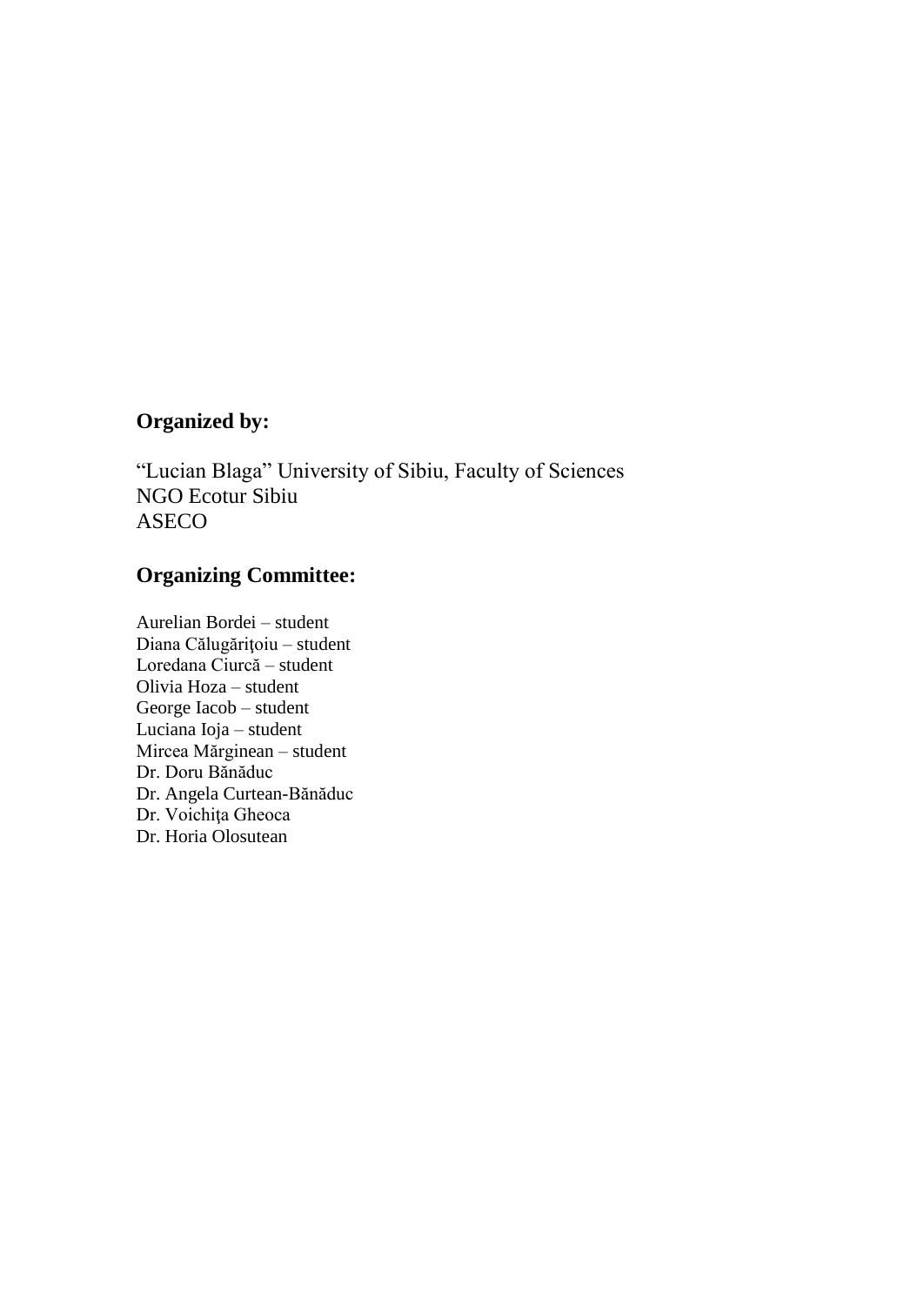**Organized by:**

"Lucian Blaga" University of Sibiu, Faculty of Sciences
NGO Ecotur Sibiu
ASECO

**Organizing Committee:**

Aurelian Bordei – student
Diana Călugăriţoiu – student
Loredana Ciurcă – student
Olivia Hoza – student
George Iacob – student
Luciana Ioja – student
Mircea Mărginean – student
Dr. Doru Bănăduc
Dr. Angela Curtean-Bănăduc
Dr. Voichiţa Gheoca
Dr. Horia Olosutean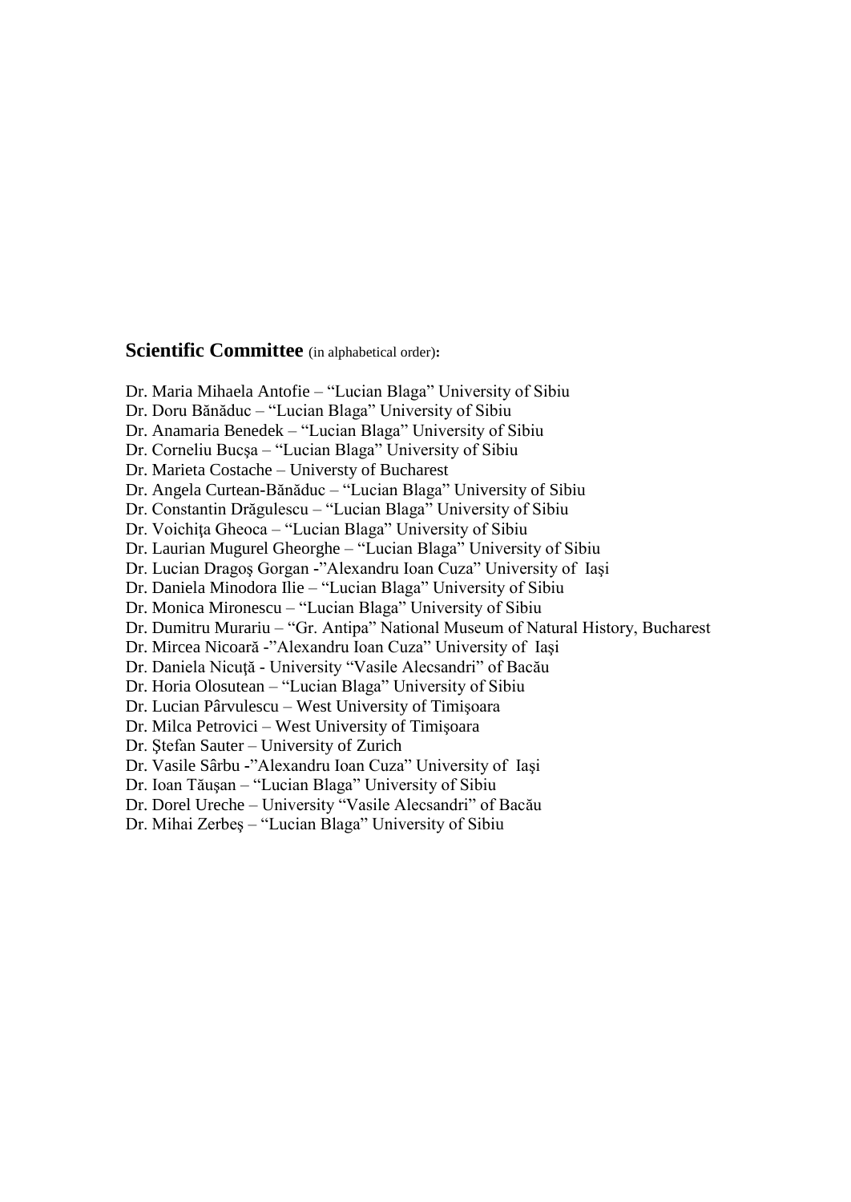**Scientific Committee** (in alphabetical order)**:**

Dr. Maria Mihaela Antofie – "Lucian Blaga" University of Sibiu
Dr. Doru Bănăduc – "Lucian Blaga" University of Sibiu
Dr. Anamaria Benedek – "Lucian Blaga" University of Sibiu
Dr. Corneliu Bucşa – "Lucian Blaga" University of Sibiu
Dr. Marieta Costache – Universty of Bucharest
Dr. Angela Curtean-Bănăduc – "Lucian Blaga" University of Sibiu
Dr. Constantin Drăgulescu – "Lucian Blaga" University of Sibiu
Dr. Voichiţa Gheoca – "Lucian Blaga" University of Sibiu
Dr. Laurian Mugurel Gheorghe – "Lucian Blaga" University of Sibiu
Dr. Lucian Dragoş Gorgan -"Alexandru Ioan Cuza" University of Iaşi
Dr. Daniela Minodora Ilie – "Lucian Blaga" University of Sibiu
Dr. Monica Mironescu – "Lucian Blaga" University of Sibiu
Dr. Dumitru Murariu – "Gr. Antipa" National Museum of Natural History, Bucharest
Dr. Mircea Nicoară -"Alexandru Ioan Cuza" University of Iaşi
Dr. Daniela Nicuţă - University "Vasile Alecsandri" of Bacău
Dr. Horia Olosutean – "Lucian Blaga" University of Sibiu
Dr. Lucian Pârvulescu – West University of Timişoara
Dr. Milca Petrovici – West University of Timişoara
Dr. Ştefan Sauter – University of Zurich
Dr. Vasile Sârbu -"Alexandru Ioan Cuza" University of Iaşi
Dr. Ioan Tăuşan – "Lucian Blaga" University of Sibiu
Dr. Dorel Ureche – University "Vasile Alecsandri" of Bacău
Dr. Mihai Zerbeş – "Lucian Blaga" University of Sibiu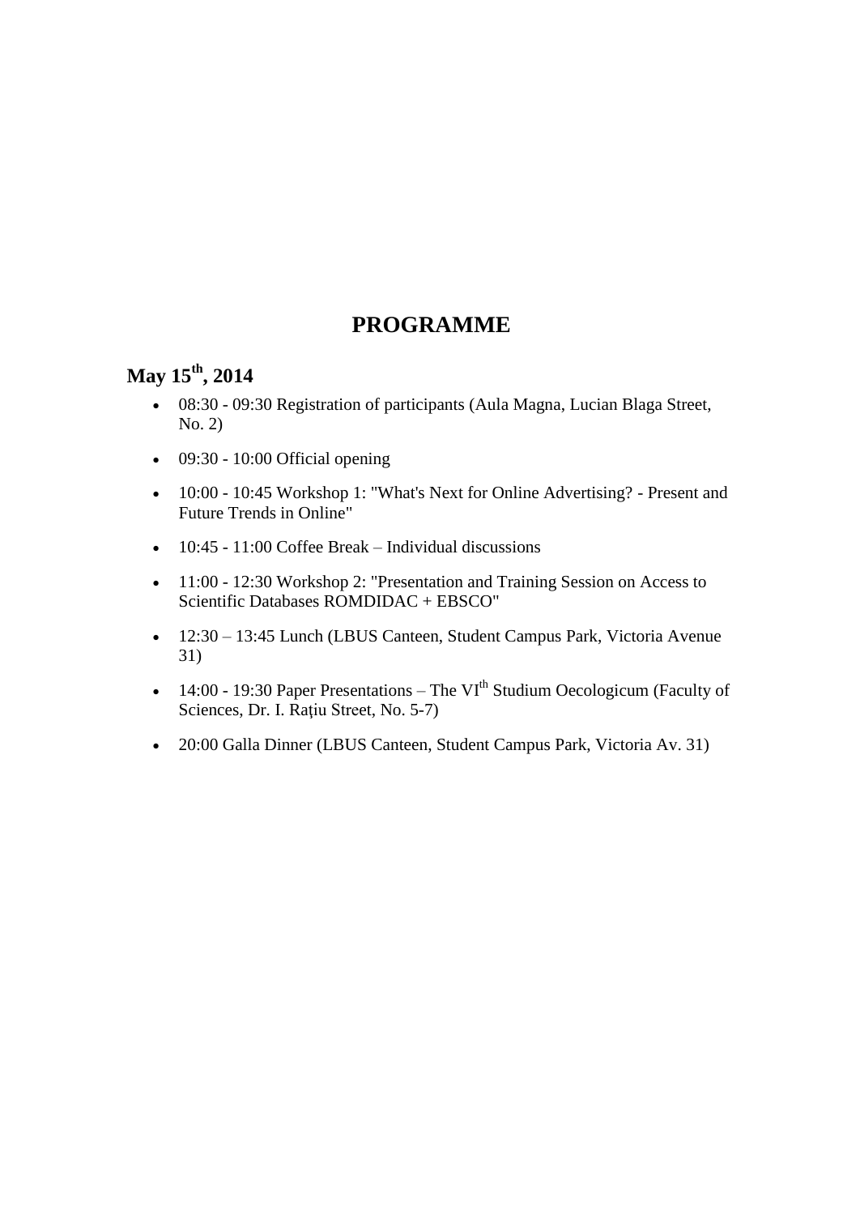# PROGRAMME

## May 15th, 2014

- 08:30 - 09:30 Registration of participants (Aula Magna, Lucian Blaga Street, No. 2)
- 09:30 - 10:00 Official opening
- 10:00 - 10:45 Workshop 1: "What's Next for Online Advertising? - Present and Future Trends in Online"
- 10:45 - 11:00 Coffee Break – Individual discussions
- 11:00 - 12:30 Workshop 2: "Presentation and Training Session on Access to Scientific Databases ROMDIDAC + EBSCO"
- 12:30 – 13:45 Lunch (LBUS Canteen, Student Campus Park, Victoria Avenue 31)
- 14:00 - 19:30 Paper Presentations – The VIth Studium Oecologicum (Faculty of Sciences, Dr. I. Raţiu Street, No. 5-7)
- 20:00 Galla Dinner (LBUS Canteen, Student Campus Park, Victoria Av. 31)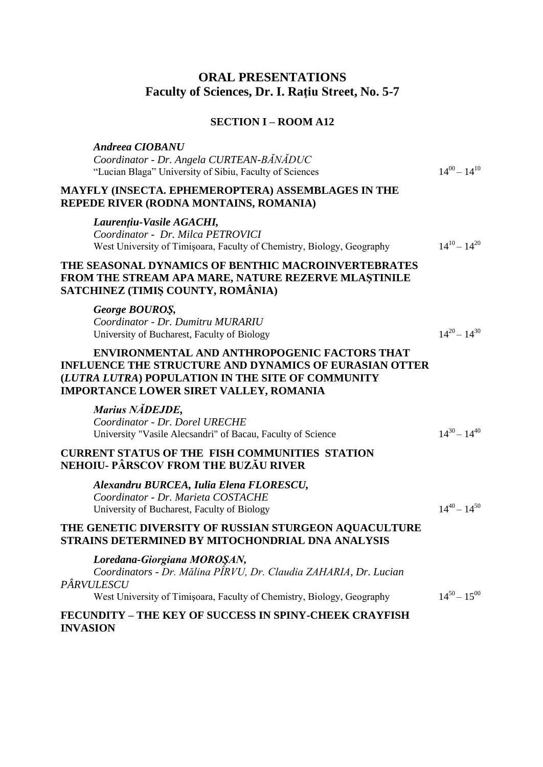## ORAL PRESENTATIONS
## Faculty of Sciences, Dr. I. Raţiu Street, No. 5-7

### SECTION I – ROOM A12

***Andreea CIOBANU***
*Coordinator - Dr. Angela CURTEAN-BĂNĂDUC*
"Lucian Blaga" University of Sibiu, Faculty of Sciences $14^{00} – 14^{10}$

**MAYFLY (INSECTA. EPHEMEROPTERA) ASSEMBLAGES IN THE REPEDE RIVER (RODNA MONTAINS, ROMANIA)**

***Laurenţiu-Vasile AGACHI,***
*Coordinator - Dr. Milca PETROVICI*
West University of Timişoara, Faculty of Chemistry, Biology, Geography $14^{10} – 14^{20}$

**THE SEASONAL DYNAMICS OF BENTHIC MACROINVERTEBRATES FROM THE STREAM APA MARE, NATURE REZERVE MLAŞTINILE SATCHINEZ (TIMIŞ COUNTY, ROMÂNIA)**

***George BOUROŞ,***
*Coordinator - Dr. Dumitru MURARIU*
University of Bucharest, Faculty of Biology $14^{20} – 14^{30}$

**ENVIRONMENTAL AND ANTHROPOGENIC FACTORS THAT INFLUENCE THE STRUCTURE AND DYNAMICS OF EURASIAN OTTER (*LUTRA LUTRA*) POPULATION IN THE SITE OF COMMUNITY IMPORTANCE LOWER SIRET VALLEY, ROMANIA**

***Marius NĂDEJDE,***
*Coordinator - Dr. Dorel URECHE*
University "Vasile Alecsandri" of Bacau, Faculty of Science $14^{30} – 14^{40}$

**CURRENT STATUS OF THE FISH COMMUNITIES STATION NEHOIU- PÂRSCOV FROM THE BUZĂU RIVER**

***Alexandru BURCEA, Iulia Elena FLORESCU,***
*Coordinator - Dr. Marieta COSTACHE*
University of Bucharest, Faculty of Biology $14^{40} – 14^{50}$

**THE GENETIC DIVERSITY OF RUSSIAN STURGEON AQUACULTURE STRAINS DETERMINED BY MITOCHONDRIAL DNA ANALYSIS**

***Loredana-Giorgiana MOROŞAN,***
*Coordinators - Dr. Mălina PÎRVU, Dr. Claudia ZAHARIA, Dr. Lucian PÂRVULESCU*
West University of Timişoara, Faculty of Chemistry, Biology, Geography $14^{50} – 15^{00}$

**FECUNDITY – THE KEY OF SUCCESS IN SPINY-CHEEK CRAYFISH INVASION**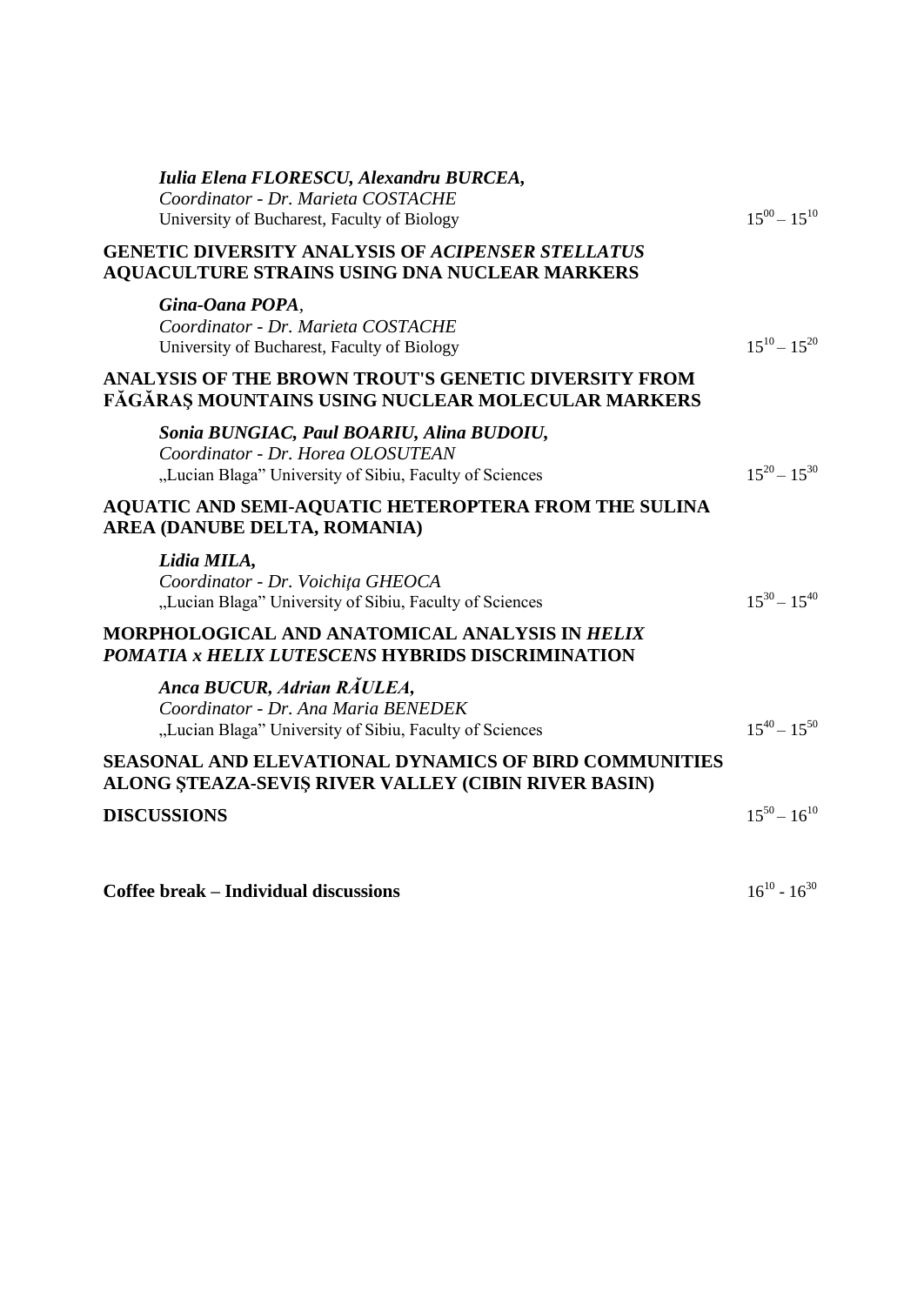***Iulia Elena FLORESCU, Alexandru BURCEA,***
*Coordinator - Dr. Marieta COSTACHE*
University of Bucharest, Faculty of Biology — $15^{00} – 15^{10}$

**GENETIC DIVERSITY ANALYSIS OF *ACIPENSER STELLATUS* AQUACULTURE STRAINS USING DNA NUCLEAR MARKERS**

***Gina-Oana POPA*,**
*Coordinator - Dr. Marieta COSTACHE*
University of Bucharest, Faculty of Biology — $15^{10} – 15^{20}$

**ANALYSIS OF THE BROWN TROUT'S GENETIC DIVERSITY FROM FĂGĂRAŞ MOUNTAINS USING NUCLEAR MOLECULAR MARKERS**

***Sonia BUNGIAC, Paul BOARIU, Alina BUDOIU,***
*Coordinator - Dr. Horea OLOSUTEAN*
„Lucian Blaga" University of Sibiu, Faculty of Sciences — $15^{20} – 15^{30}$

**AQUATIC AND SEMI-AQUATIC HETEROPTERA FROM THE SULINA AREA (DANUBE DELTA, ROMANIA)**

***Lidia MILA,***
*Coordinator - Dr. Voichiţa GHEOCA*
„Lucian Blaga" University of Sibiu, Faculty of Sciences — $15^{30} – 15^{40}$

**MORPHOLOGICAL AND ANATOMICAL ANALYSIS IN *HELIX POMATIA x HELIX LUTESCENS* HYBRIDS DISCRIMINATION**

***Anca BUCUR, Adrian RĂULEA,***
*Coordinator - Dr. Ana Maria BENEDEK*
„Lucian Blaga" University of Sibiu, Faculty of Sciences — $15^{40} – 15^{50}$

**SEASONAL AND ELEVATIONAL DYNAMICS OF BIRD COMMUNITIES ALONG ŞTEAZA-SEVIŞ RIVER VALLEY (CIBIN RIVER BASIN)**

**DISCUSSIONS** — $15^{50} – 16^{10}$

**Coffee break – Individual discussions** — $16^{10} - 16^{30}$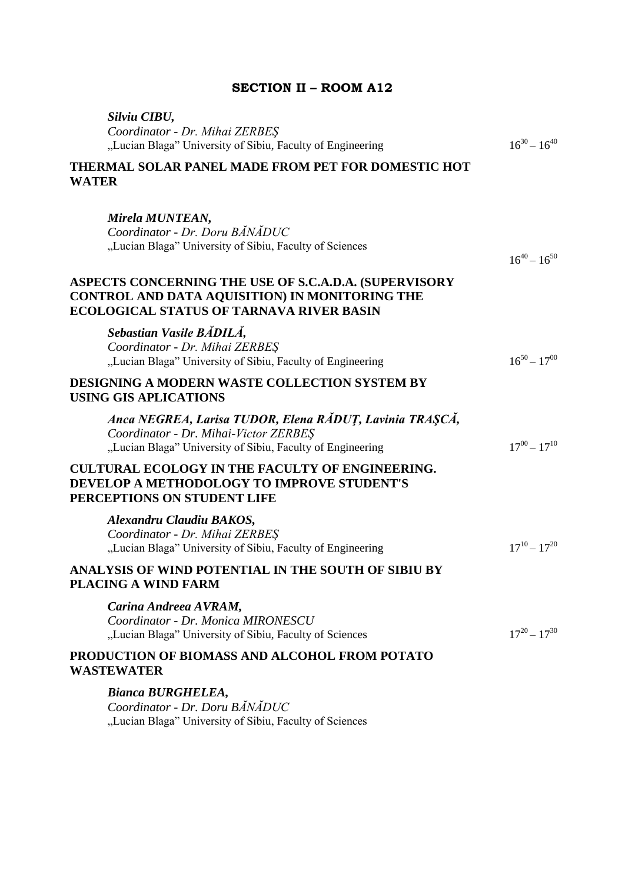## SECTION II – ROOM A12

***Silviu CIBU,***
*Coordinator - Dr. Mihai ZERBEŞ*
„Lucian Blaga" University of Sibiu, Faculty of Engineering $16^{30} – 16^{40}$

**THERMAL SOLAR PANEL MADE FROM PET FOR DOMESTIC HOT WATER**

***Mirela MUNTEAN,***
*Coordinator - Dr. Doru BĂNĂDUC*
„Lucian Blaga" University of Sibiu, Faculty of Sciences $16^{40} – 16^{50}$

**ASPECTS CONCERNING THE USE OF S.C.A.D.A. (SUPERVISORY CONTROL AND DATA AQUISITION) IN MONITORING THE ECOLOGICAL STATUS OF TARNAVA RIVER BASIN**

***Sebastian Vasile BĂDILĂ,***
*Coordinator - Dr. Mihai ZERBEŞ*
„Lucian Blaga" University of Sibiu, Faculty of Engineering $16^{50} – 17^{00}$

**DESIGNING A MODERN WASTE COLLECTION SYSTEM BY USING GIS APLICATIONS**

***Anca NEGREA, Larisa TUDOR, Elena RĂDUŢ, Lavinia TRAŞCĂ,***
*Coordinator - Dr. Mihai-Victor ZERBEŞ*
„Lucian Blaga" University of Sibiu, Faculty of Engineering $17^{00} – 17^{10}$

**CULTURAL ECOLOGY IN THE FACULTY OF ENGINEERING. DEVELOP A METHODOLOGY TO IMPROVE STUDENT'S PERCEPTIONS ON STUDENT LIFE**

***Alexandru Claudiu BAKOS,***
*Coordinator - Dr. Mihai ZERBEŞ*
„Lucian Blaga" University of Sibiu, Faculty of Engineering $17^{10} – 17^{20}$

**ANALYSIS OF WIND POTENTIAL IN THE SOUTH OF SIBIU BY PLACING A WIND FARM**

***Carina Andreea AVRAM,***
*Coordinator - Dr. Monica MIRONESCU*
„Lucian Blaga" University of Sibiu, Faculty of Sciences $17^{20} – 17^{30}$

**PRODUCTION OF BIOMASS AND ALCOHOL FROM POTATO WASTEWATER**

***Bianca BURGHELEA,***
*Coordinator - Dr. Doru BĂNĂDUC*
„Lucian Blaga" University of Sibiu, Faculty of Sciences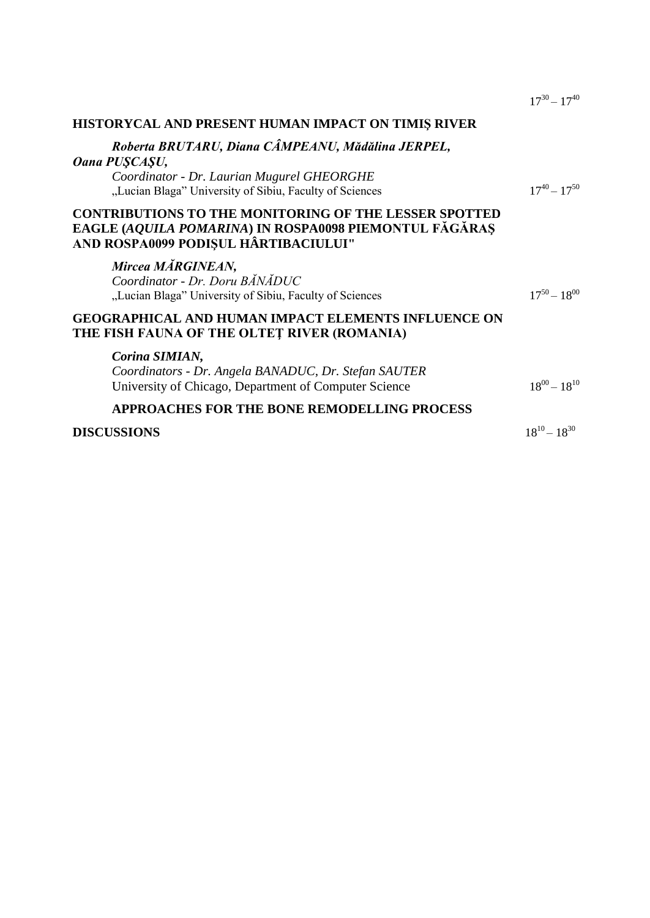$17^{30} – 17^{40}$

**HISTORYCAL AND PRESENT HUMAN IMPACT ON TIMIȘ RIVER**

***Roberta BRUTARU, Diana CÂMPEANU, Mădălina JERPEL, Oana PUŞCAŞU,***

*Coordinator - Dr. Laurian Mugurel GHEORGHE*

„Lucian Blaga" University of Sibiu, Faculty of Sciences

$17^{40} – 17^{50}$

**CONTRIBUTIONS TO THE MONITORING OF THE LESSER SPOTTED EAGLE (*AQUILA POMARINA*) IN ROSPA0098 PIEMONTUL FĂGĂRAŞ AND ROSPA0099 PODIŞUL HÂRTIBACIULUI"**

***Mircea MĂRGINEAN,***

*Coordinator - Dr. Doru BĂNĂDUC*

„Lucian Blaga" University of Sibiu, Faculty of Sciences

$17^{50} – 18^{00}$

**GEOGRAPHICAL AND HUMAN IMPACT ELEMENTS INFLUENCE ON THE FISH FAUNA OF THE OLTEȚ RIVER (ROMANIA)**

***Corina SIMIAN,***

*Coordinators - Dr. Angela BANADUC, Dr. Stefan SAUTER*

University of Chicago, Department of Computer Science

$18^{00} – 18^{10}$

**APPROACHES FOR THE BONE REMODELLING PROCESS**

**DISCUSSIONS** $18^{10} – 18^{30}$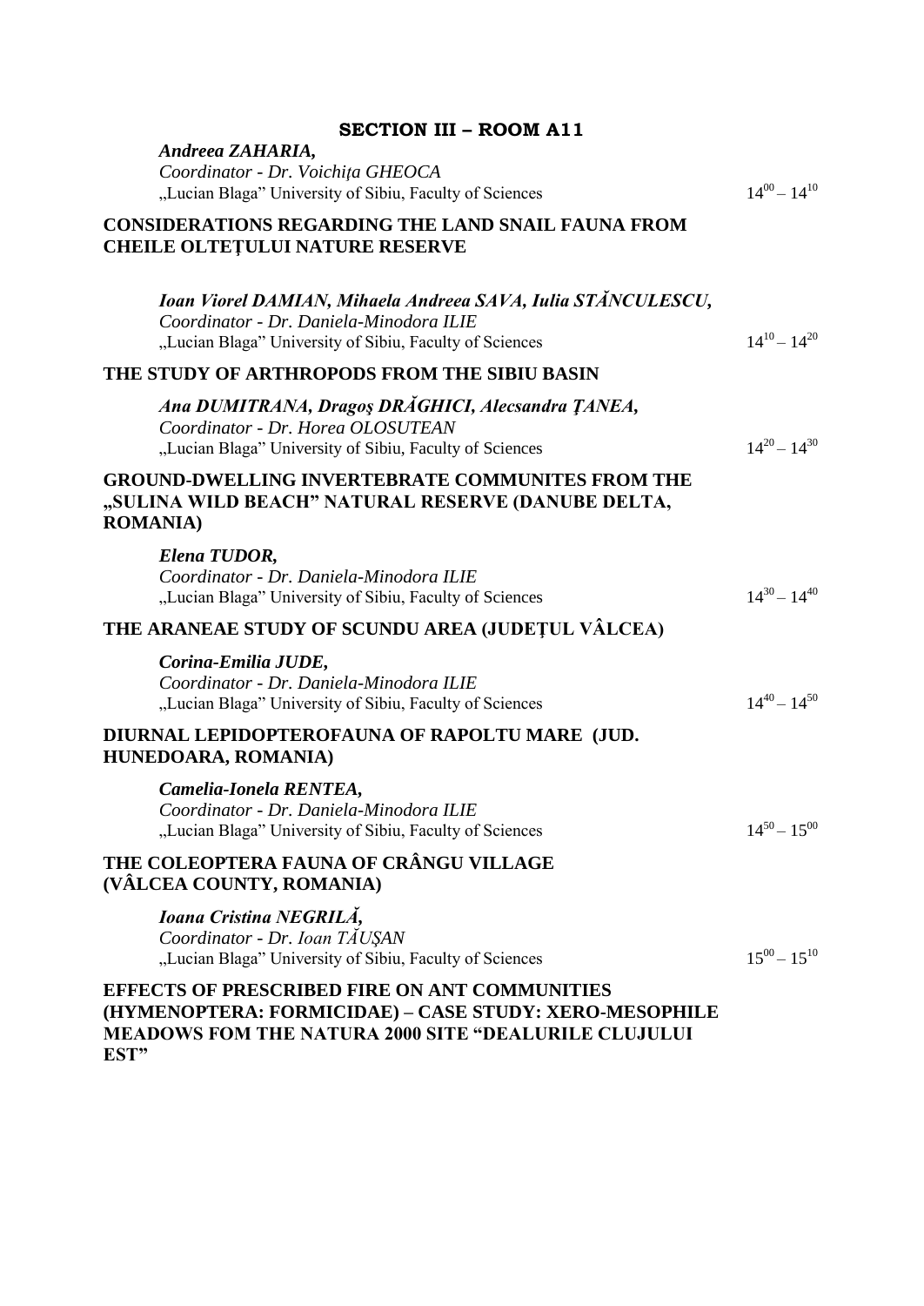## SECTION III – ROOM A11

***Andreea ZAHARIA,***
*Coordinator - Dr. Voichiţa GHEOCA*
„Lucian Blaga” University of Sibiu, Faculty of Sciences $14^{00} – 14^{10}$

**CONSIDERATIONS REGARDING THE LAND SNAIL FAUNA FROM CHEILE OLTEŢULUI NATURE RESERVE**

***Ioan Viorel DAMIAN, Mihaela Andreea SAVA, Iulia STĂNCULESCU,***
*Coordinator - Dr. Daniela-Minodora ILIE*
„Lucian Blaga” University of Sibiu, Faculty of Sciences $14^{10} – 14^{20}$

**THE STUDY OF ARTHROPODS FROM THE SIBIU BASIN**

***Ana DUMITRANA, Dragoş DRĂGHICI, Alecsandra ŢANEA,***
*Coordinator - Dr. Horea OLOSUTEAN*
„Lucian Blaga” University of Sibiu, Faculty of Sciences $14^{20} – 14^{30}$

**GROUND-DWELLING INVERTEBRATE COMMUNITES FROM THE „SULINA WILD BEACH” NATURAL RESERVE (DANUBE DELTA, ROMANIA)**

***Elena TUDOR,***
*Coordinator - Dr. Daniela-Minodora ILIE*
„Lucian Blaga” University of Sibiu, Faculty of Sciences $14^{30} – 14^{40}$

**THE ARANEAE STUDY OF SCUNDU AREA (JUDEŢUL VÂLCEA)**

***Corina-Emilia JUDE,***
*Coordinator - Dr. Daniela-Minodora ILIE*
„Lucian Blaga” University of Sibiu, Faculty of Sciences $14^{40} – 14^{50}$

**DIURNAL LEPIDOPTEROFAUNA OF RAPOLTU MARE (JUD. HUNEDOARA, ROMANIA)**

***Camelia-Ionela RENTEA,***
*Coordinator - Dr. Daniela-Minodora ILIE*
„Lucian Blaga” University of Sibiu, Faculty of Sciences $14^{50} – 15^{00}$

**THE COLEOPTERA FAUNA OF CRÂNGU VILLAGE (VÂLCEA COUNTY, ROMANIA)**

***Ioana Cristina NEGRILĂ,***
*Coordinator - Dr. Ioan TĂUŞAN*
„Lucian Blaga” University of Sibiu, Faculty of Sciences $15^{00} – 15^{10}$

**EFFECTS OF PRESCRIBED FIRE ON ANT COMMUNITIES (HYMENOPTERA: FORMICIDAE) – CASE STUDY: XERO-MESOPHILE MEADOWS FOM THE NATURA 2000 SITE “DEALURILE CLUJULUI EST”**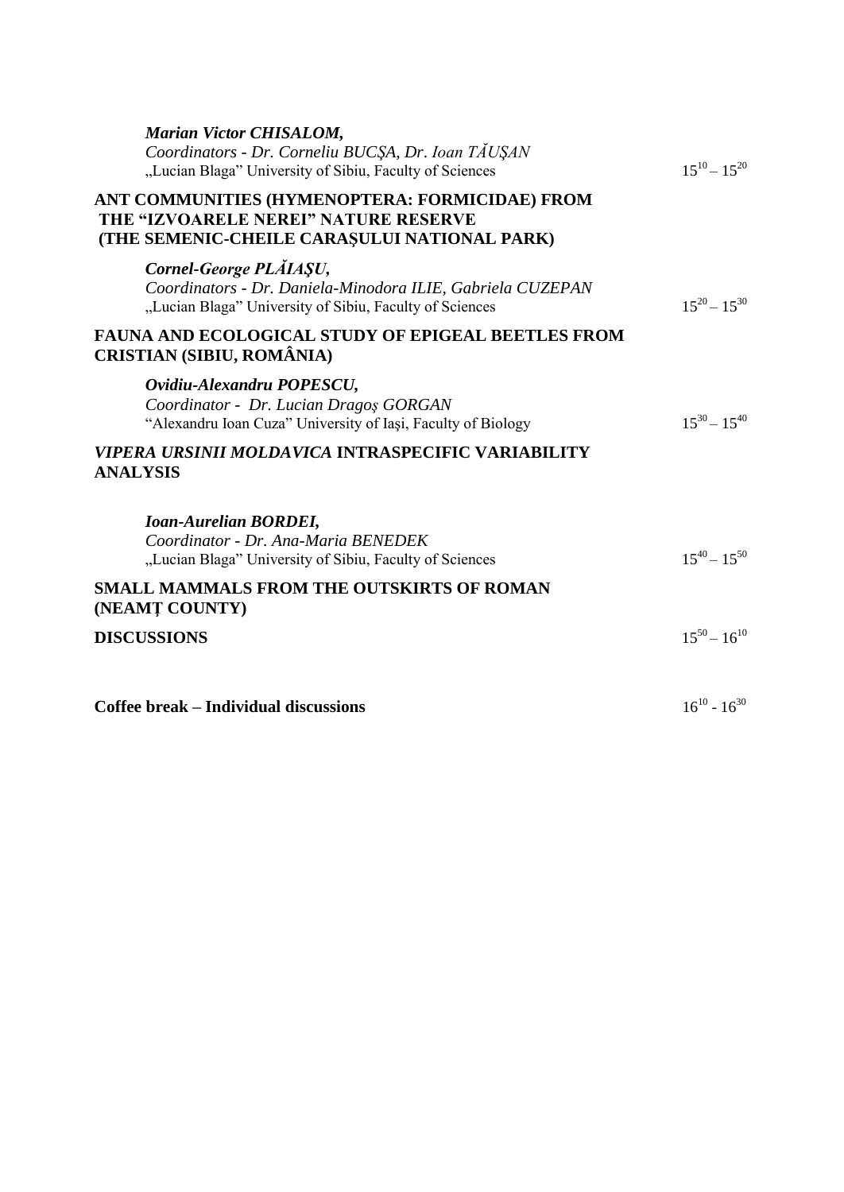***Marian Victor CHISALOM,***
*Coordinators - Dr. Corneliu BUCŞA, Dr. Ioan TĂUŞAN*
„Lucian Blaga" University of Sibiu, Faculty of Sciences $15^{10} – 15^{20}$

**ANT COMMUNITIES (HYMENOPTERA: FORMICIDAE) FROM THE "IZVOARELE NEREI" NATURE RESERVE (THE SEMENIC-CHEILE CARAȘULUI NATIONAL PARK)**

***Cornel-George PLĂIAŞU,***
*Coordinators - Dr. Daniela-Minodora ILIE, Gabriela CUZEPAN*
„Lucian Blaga" University of Sibiu, Faculty of Sciences $15^{20} – 15^{30}$

**FAUNA AND ECOLOGICAL STUDY OF EPIGEAL BEETLES FROM CRISTIAN (SIBIU, ROMÂNIA)**

***Ovidiu-Alexandru POPESCU,***
*Coordinator - Dr. Lucian Dragoş GORGAN*
"Alexandru Ioan Cuza" University of Iaşi, Faculty of Biology $15^{30} – 15^{40}$

***VIPERA URSINII MOLDAVICA* INTRASPECIFIC VARIABILITY ANALYSIS**

***Ioan-Aurelian BORDEI,***
*Coordinator - Dr. Ana-Maria BENEDEK*
„Lucian Blaga" University of Sibiu, Faculty of Sciences $15^{40} – 15^{50}$

**SMALL MAMMALS FROM THE OUTSKIRTS OF ROMAN (NEAMȚ COUNTY)**

**DISCUSSIONS** $15^{50} – 16^{10}$

**Coffee break – Individual discussions** $16^{10}$ - $16^{30}$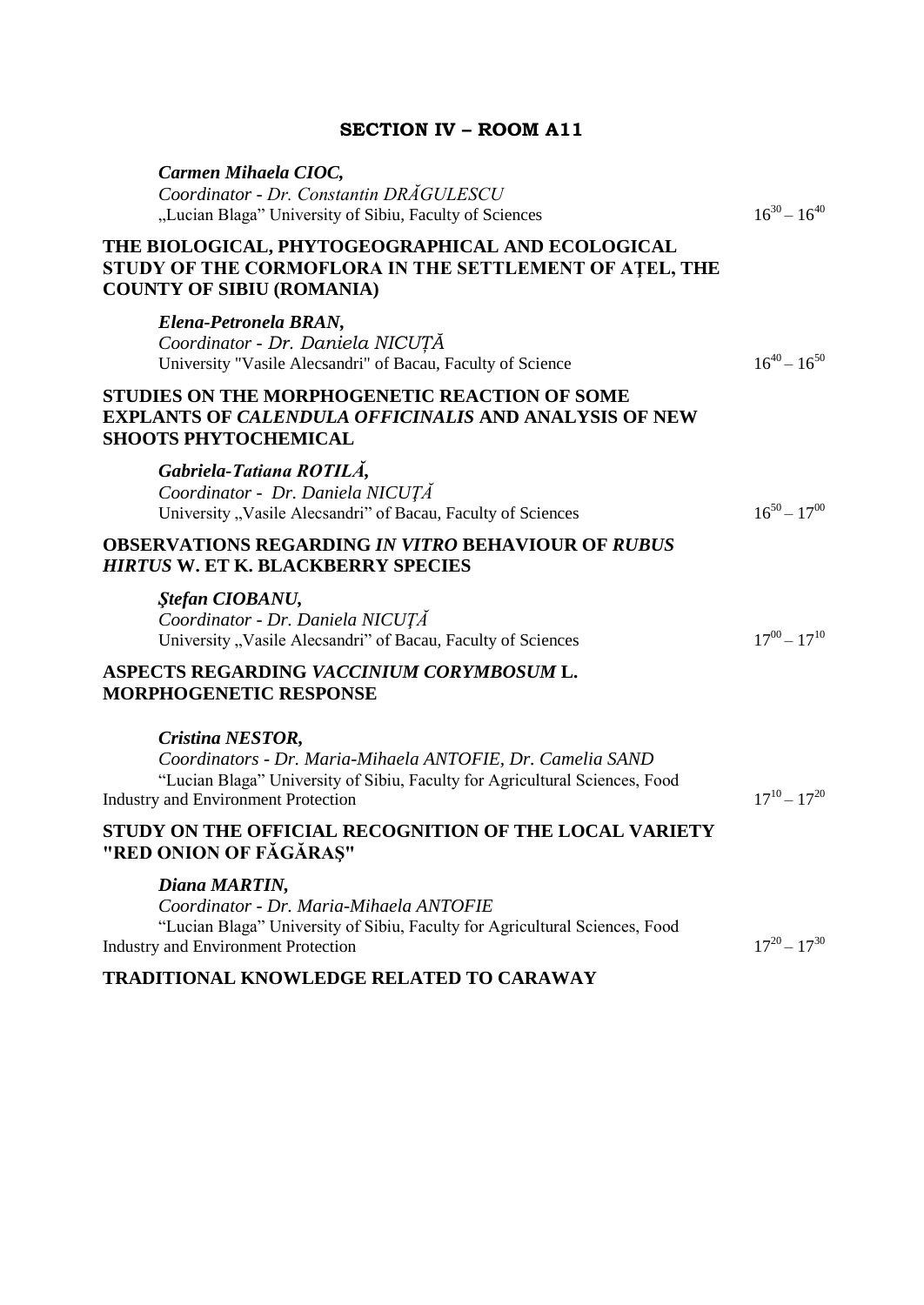## SECTION IV – ROOM A11

***Carmen Mihaela CIOC,***
*Coordinator - Dr. Constantin DRĂGULESCU*
„Lucian Blaga" University of Sibiu, Faculty of Sciences — $16^{30} – 16^{40}$

**THE BIOLOGICAL, PHYTOGEOGRAPHICAL AND ECOLOGICAL STUDY OF THE CORMOFLORA IN THE SETTLEMENT OF AȚEL, THE COUNTY OF SIBIU (ROMANIA)**

***Elena-Petronela BRAN,***
*Coordinator - Dr. Daniela NICUȚĂ*
University "Vasile Alecsandri" of Bacau, Faculty of Science — $16^{40} – 16^{50}$

**STUDIES ON THE MORPHOGENETIC REACTION OF SOME EXPLANTS OF *CALENDULA OFFICINALIS* AND ANALYSIS OF NEW SHOOTS PHYTOCHEMICAL**

***Gabriela-Tatiana ROTILĂ,***
*Coordinator - Dr. Daniela NICUȚĂ*
University „Vasile Alecsandri" of Bacau, Faculty of Sciences — $16^{50} – 17^{00}$

**OBSERVATIONS REGARDING *IN VITRO* BEHAVIOUR OF *RUBUS HIRTUS* W. ET K. BLACKBERRY SPECIES**

***Ștefan CIOBANU,***
*Coordinator - Dr. Daniela NICUȚĂ*
University „Vasile Alecsandri" of Bacau, Faculty of Sciences — $17^{00} – 17^{10}$

**ASPECTS REGARDING *VACCINIUM CORYMBOSUM* L. MORPHOGENETIC RESPONSE**

***Cristina NESTOR,***
*Coordinators - Dr. Maria-Mihaela ANTOFIE, Dr. Camelia SAND*
"Lucian Blaga" University of Sibiu, Faculty for Agricultural Sciences, Food Industry and Environment Protection — $17^{10} – 17^{20}$

**STUDY ON THE OFFICIAL RECOGNITION OF THE LOCAL VARIETY "RED ONION OF FĂGĂRAȘ"**

***Diana MARTIN,***
*Coordinator - Dr. Maria-Mihaela ANTOFIE*
"Lucian Blaga" University of Sibiu, Faculty for Agricultural Sciences, Food Industry and Environment Protection — $17^{20} – 17^{30}$

**TRADITIONAL KNOWLEDGE RELATED TO CARAWAY**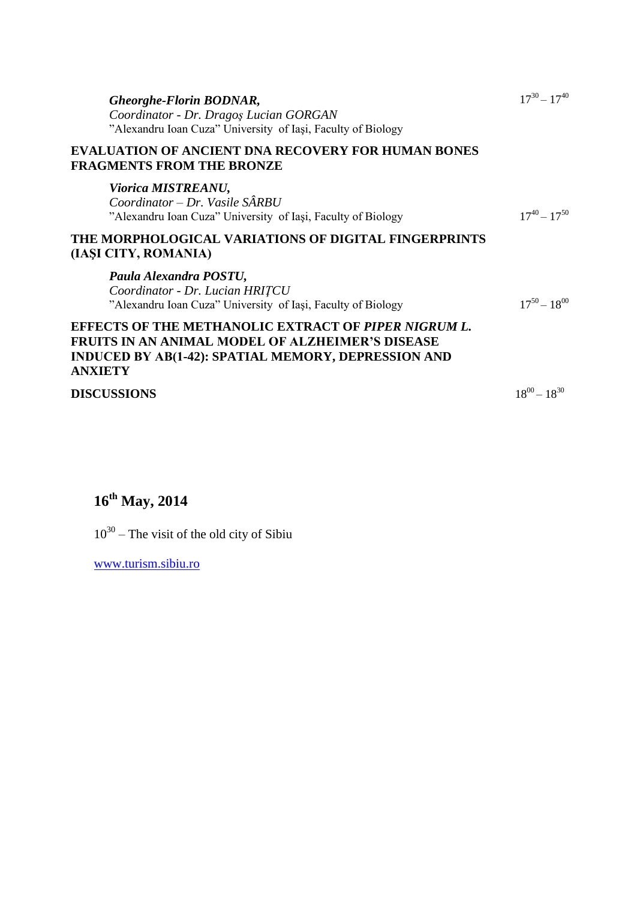***Gheorghe-Florin BODNAR,***
*Coordinator - Dr. Dragoş Lucian GORGAN*
"Alexandru Ioan Cuza" University of Iaşi, Faculty of Biology

$17^{30} – 17^{40}$

**EVALUATION OF ANCIENT DNA RECOVERY FOR HUMAN BONES FRAGMENTS FROM THE BRONZE**

***Viorica MISTREANU,***
*Coordinator – Dr. Vasile SÂRBU*
"Alexandru Ioan Cuza" University of Iaşi, Faculty of Biology

$17^{40} – 17^{50}$

**THE MORPHOLOGICAL VARIATIONS OF DIGITAL FINGERPRINTS (IAŞI CITY, ROMANIA)**

***Paula Alexandra POSTU,***
*Coordinator - Dr. Lucian HRIŢCU*
"Alexandru Ioan Cuza" University of Iaşi, Faculty of Biology

$17^{50} – 18^{00}$

**EFFECTS OF THE METHANOLIC EXTRACT OF *PIPER NIGRUM L.* FRUITS IN AN ANIMAL MODEL OF ALZHEIMER'S DISEASE INDUCED BY AΒ(1-42): SPATIAL MEMORY, DEPRESSION AND ANXIETY**

**DISCUSSIONS** $18^{00} – 18^{30}$

## 16th May, 2014

$10^{30}$ – The visit of the old city of Sibiu

www.turism.sibiu.ro